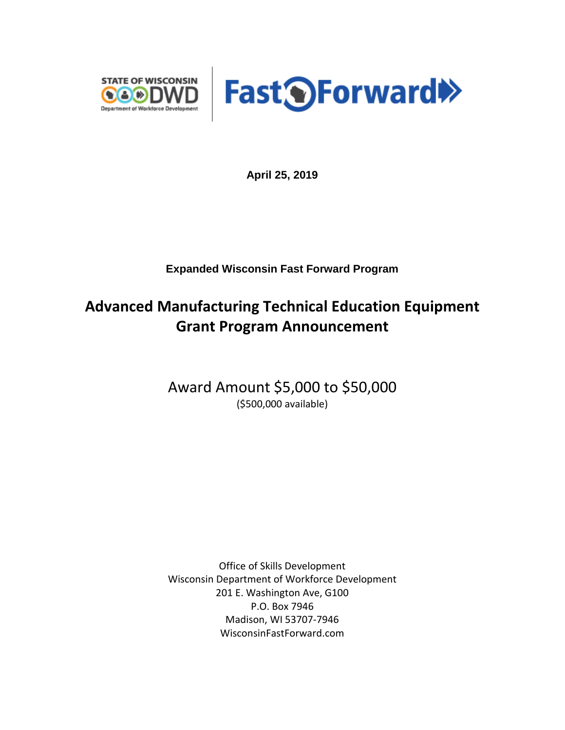STATE OF WISCONSIN DWD
Department of Workforce Development

Fast Forward

**April 25, 2019**

**Expanded Wisconsin Fast Forward Program**

# Advanced Manufacturing Technical Education Equipment Grant Program Announcement

Award Amount $5,000 to $50,000
($500,000 available)

Office of Skills Development
Wisconsin Department of Workforce Development
201 E. Washington Ave, G100
P.O. Box 7946
Madison, WI 53707-7946
WisconsinFastForward.com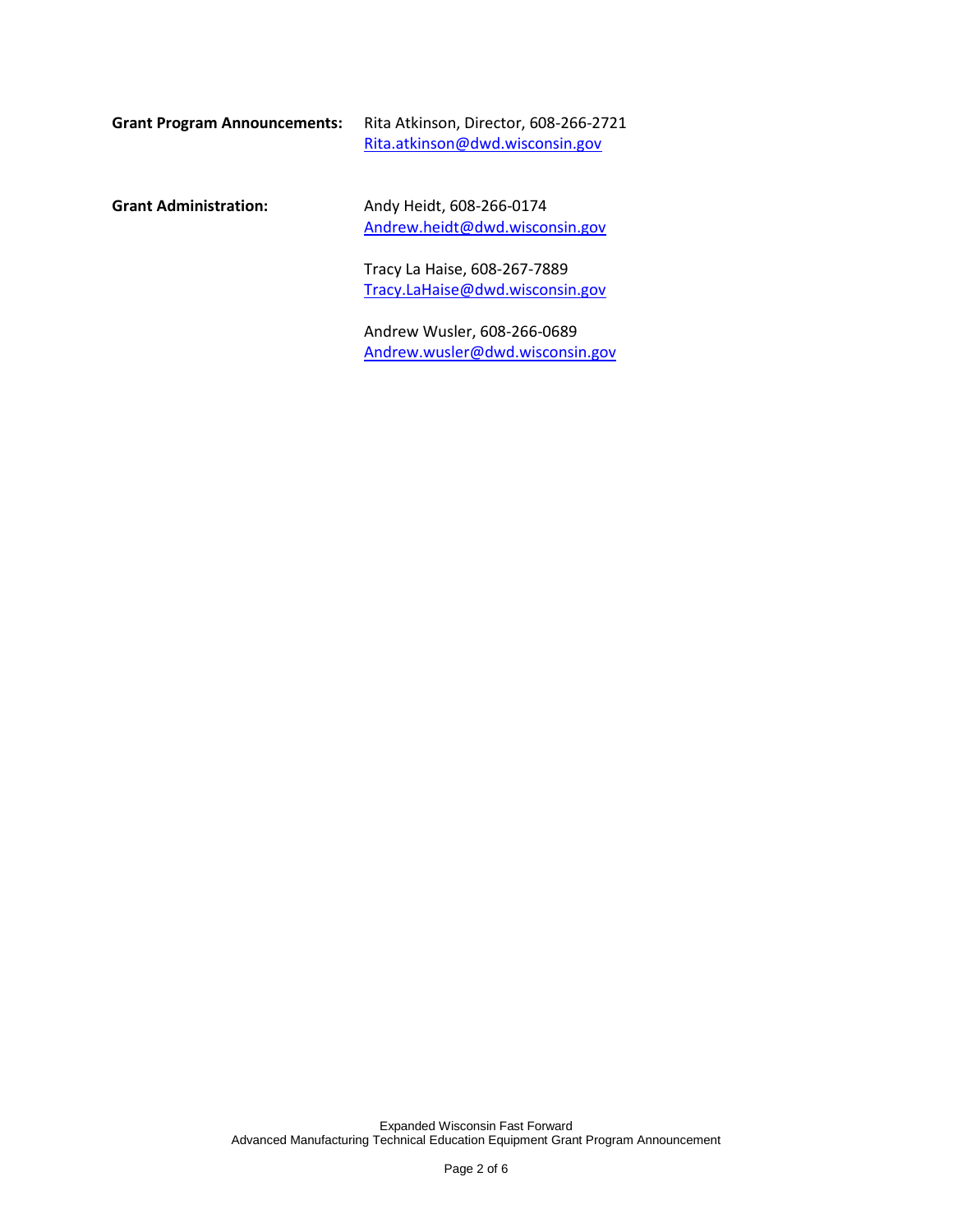**Grant Program Announcements:** Rita Atkinson, Director, 608-266-2721
Rita.atkinson@dwd.wisconsin.gov

**Grant Administration:**

Andy Heidt, 608-266-0174
Andrew.heidt@dwd.wisconsin.gov

Tracy La Haise, 608-267-7889
Tracy.LaHaise@dwd.wisconsin.gov

Andrew Wusler, 608-266-0689
Andrew.wusler@dwd.wisconsin.gov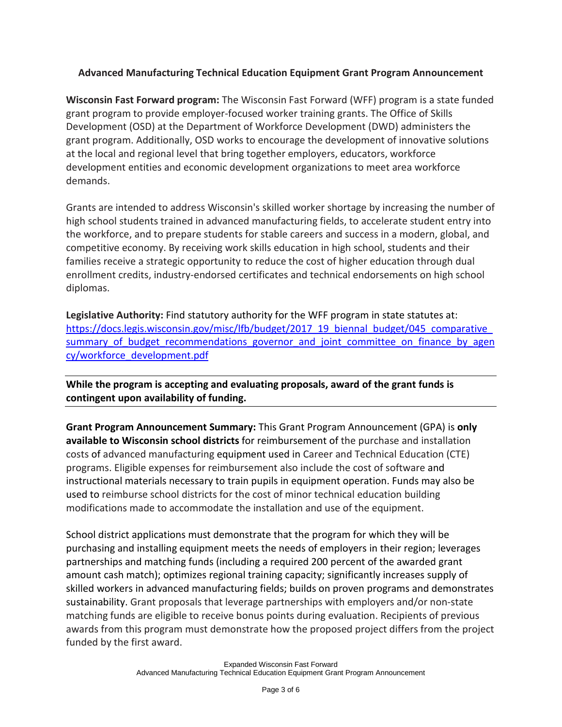**Advanced Manufacturing Technical Education Equipment Grant Program Announcement**

**Wisconsin Fast Forward program:** The Wisconsin Fast Forward (WFF) program is a state funded grant program to provide employer-focused worker training grants. The Office of Skills Development (OSD) at the Department of Workforce Development (DWD) administers the grant program. Additionally, OSD works to encourage the development of innovative solutions at the local and regional level that bring together employers, educators, workforce development entities and economic development organizations to meet area workforce demands.

Grants are intended to address Wisconsin's skilled worker shortage by increasing the number of high school students trained in advanced manufacturing fields, to accelerate student entry into the workforce, and to prepare students for stable careers and success in a modern, global, and competitive economy. By receiving work skills education in high school, students and their families receive a strategic opportunity to reduce the cost of higher education through dual enrollment credits, industry-endorsed certificates and technical endorsements on high school diplomas.

**Legislative Authority:** Find statutory authority for the WFF program in state statutes at: [https://docs.legis.wisconsin.gov/misc/lfb/budget/2017_19_biennal_budget/045_comparative_summary_of_budget_recommendations_governor_and_joint_committee_on_finance_by_agency/workforce_development.pdf](https://docs.legis.wisconsin.gov/misc/lfb/budget/2017_19_biennal_budget/045_comparative_summary_of_budget_recommendations_governor_and_joint_committee_on_finance_by_agency/workforce_development.pdf)

---

**While the program is accepting and evaluating proposals, award of the grant funds is contingent upon availability of funding.**

---

**Grant Program Announcement Summary:** This Grant Program Announcement (GPA) is **only available to Wisconsin school districts** for reimbursement of the purchase and installation costs of advanced manufacturing equipment used in Career and Technical Education (CTE) programs. Eligible expenses for reimbursement also include the cost of software and instructional materials necessary to train pupils in equipment operation. Funds may also be used to reimburse school districts for the cost of minor technical education building modifications made to accommodate the installation and use of the equipment.

School district applications must demonstrate that the program for which they will be purchasing and installing equipment meets the needs of employers in their region; leverages partnerships and matching funds (including a required 200 percent of the awarded grant amount cash match); optimizes regional training capacity; significantly increases supply of skilled workers in advanced manufacturing fields; builds on proven programs and demonstrates sustainability. Grant proposals that leverage partnerships with employers and/or non-state matching funds are eligible to receive bonus points during evaluation. Recipients of previous awards from this program must demonstrate how the proposed project differs from the project funded by the first award.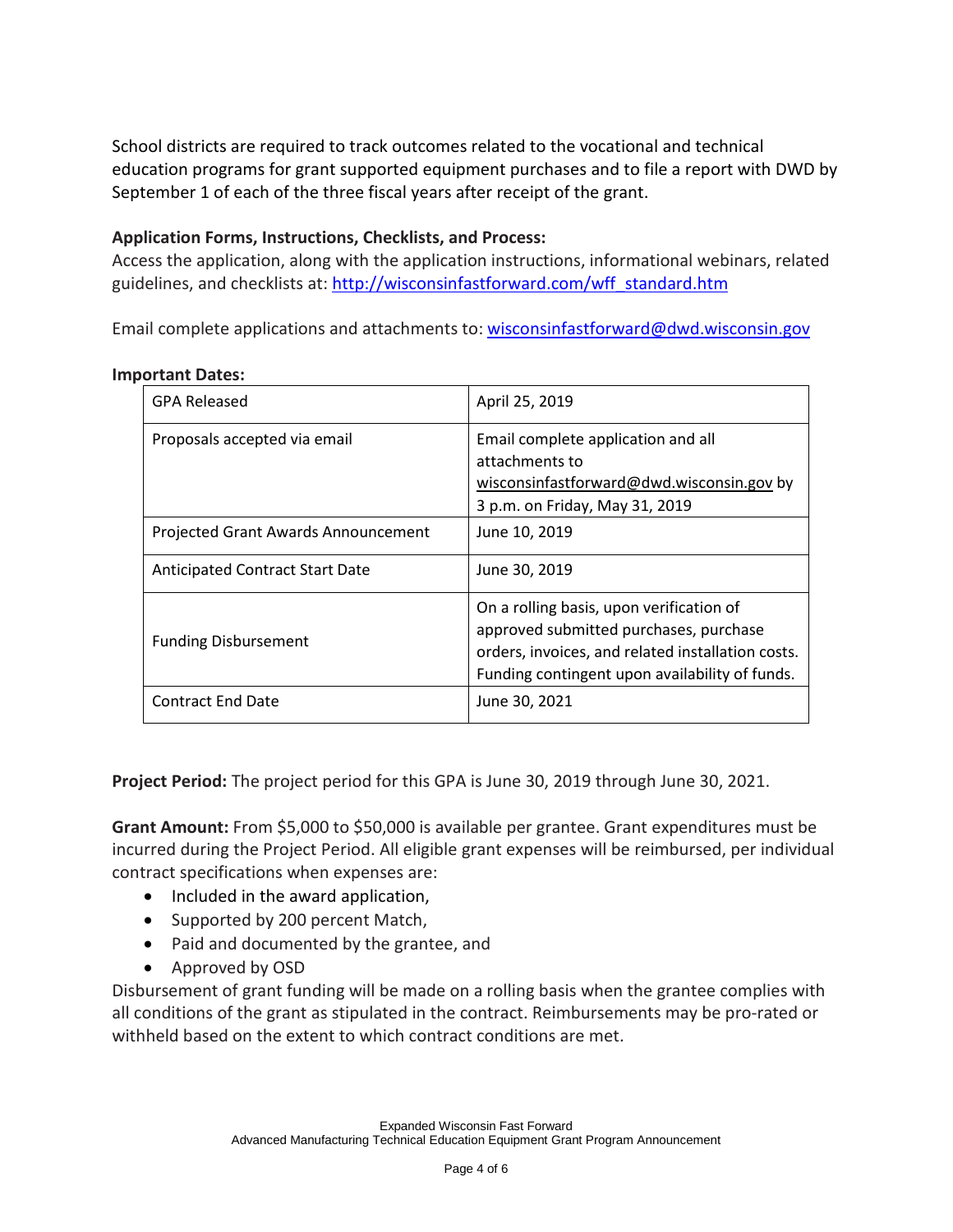School districts are required to track outcomes related to the vocational and technical education programs for grant supported equipment purchases and to file a report with DWD by September 1 of each of the three fiscal years after receipt of the grant.

**Application Forms, Instructions, Checklists, and Process:**
Access the application, along with the application instructions, informational webinars, related guidelines, and checklists at: [http://wisconsinfastforward.com/wff_standard.htm](http://wisconsinfastforward.com/wff_standard.htm)

Email complete applications and attachments to: [wisconsinfastforward@dwd.wisconsin.gov](mailto:wisconsinfastforward@dwd.wisconsin.gov)

**Important Dates:**

| | |
|---|---|
| GPA Released | April 25, 2019 |
| Proposals accepted via email | Email complete application and all attachments to wisconsinfastforward@dwd.wisconsin.gov by 3 p.m. on Friday, May 31, 2019 |
| Projected Grant Awards Announcement | June 10, 2019 |
| Anticipated Contract Start Date | June 30, 2019 |
| Funding Disbursement | On a rolling basis, upon verification of approved submitted purchases, purchase orders, invoices, and related installation costs. Funding contingent upon availability of funds. |
| Contract End Date | June 30, 2021 |

**Project Period:** The project period for this GPA is June 30, 2019 through June 30, 2021.

**Grant Amount:** From $5,000 to $50,000 is available per grantee. Grant expenditures must be incurred during the Project Period. All eligible grant expenses will be reimbursed, per individual contract specifications when expenses are:

- Included in the award application,
- Supported by 200 percent Match,
- Paid and documented by the grantee, and
- Approved by OSD

Disbursement of grant funding will be made on a rolling basis when the grantee complies with all conditions of the grant as stipulated in the contract. Reimbursements may be pro-rated or withheld based on the extent to which contract conditions are met.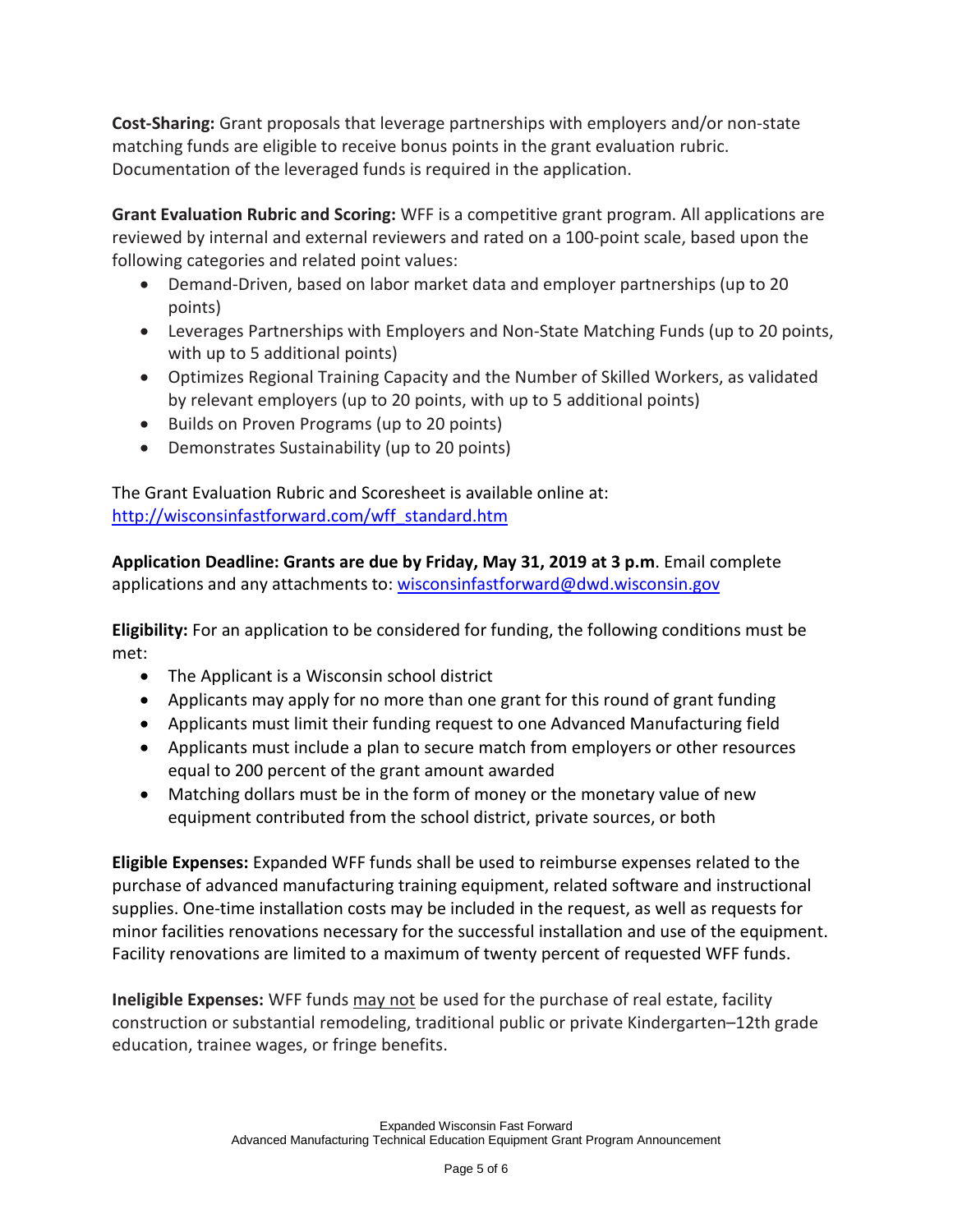**Cost-Sharing:** Grant proposals that leverage partnerships with employers and/or non-state matching funds are eligible to receive bonus points in the grant evaluation rubric. Documentation of the leveraged funds is required in the application.

**Grant Evaluation Rubric and Scoring:** WFF is a competitive grant program. All applications are reviewed by internal and external reviewers and rated on a 100-point scale, based upon the following categories and related point values:

- Demand-Driven, based on labor market data and employer partnerships (up to 20 points)
- Leverages Partnerships with Employers and Non-State Matching Funds (up to 20 points, with up to 5 additional points)
- Optimizes Regional Training Capacity and the Number of Skilled Workers, as validated by relevant employers (up to 20 points, with up to 5 additional points)
- Builds on Proven Programs (up to 20 points)
- Demonstrates Sustainability (up to 20 points)

The Grant Evaluation Rubric and Scoresheet is available online at: [http://wisconsinfastforward.com/wff_standard.htm](http://wisconsinfastforward.com/wff_standard.htm)

**Application Deadline: Grants are due by Friday, May 31, 2019 at 3 p.m**. Email complete applications and any attachments to: [wisconsinfastforward@dwd.wisconsin.gov](mailto:wisconsinfastforward@dwd.wisconsin.gov)

**Eligibility:** For an application to be considered for funding, the following conditions must be met:

- The Applicant is a Wisconsin school district
- Applicants may apply for no more than one grant for this round of grant funding
- Applicants must limit their funding request to one Advanced Manufacturing field
- Applicants must include a plan to secure match from employers or other resources equal to 200 percent of the grant amount awarded
- Matching dollars must be in the form of money or the monetary value of new equipment contributed from the school district, private sources, or both

**Eligible Expenses:** Expanded WFF funds shall be used to reimburse expenses related to the purchase of advanced manufacturing training equipment, related software and instructional supplies. One-time installation costs may be included in the request, as well as requests for minor facilities renovations necessary for the successful installation and use of the equipment. Facility renovations are limited to a maximum of twenty percent of requested WFF funds.

**Ineligible Expenses:** WFF funds may not be used for the purchase of real estate, facility construction or substantial remodeling, traditional public or private Kindergarten–12th grade education, trainee wages, or fringe benefits.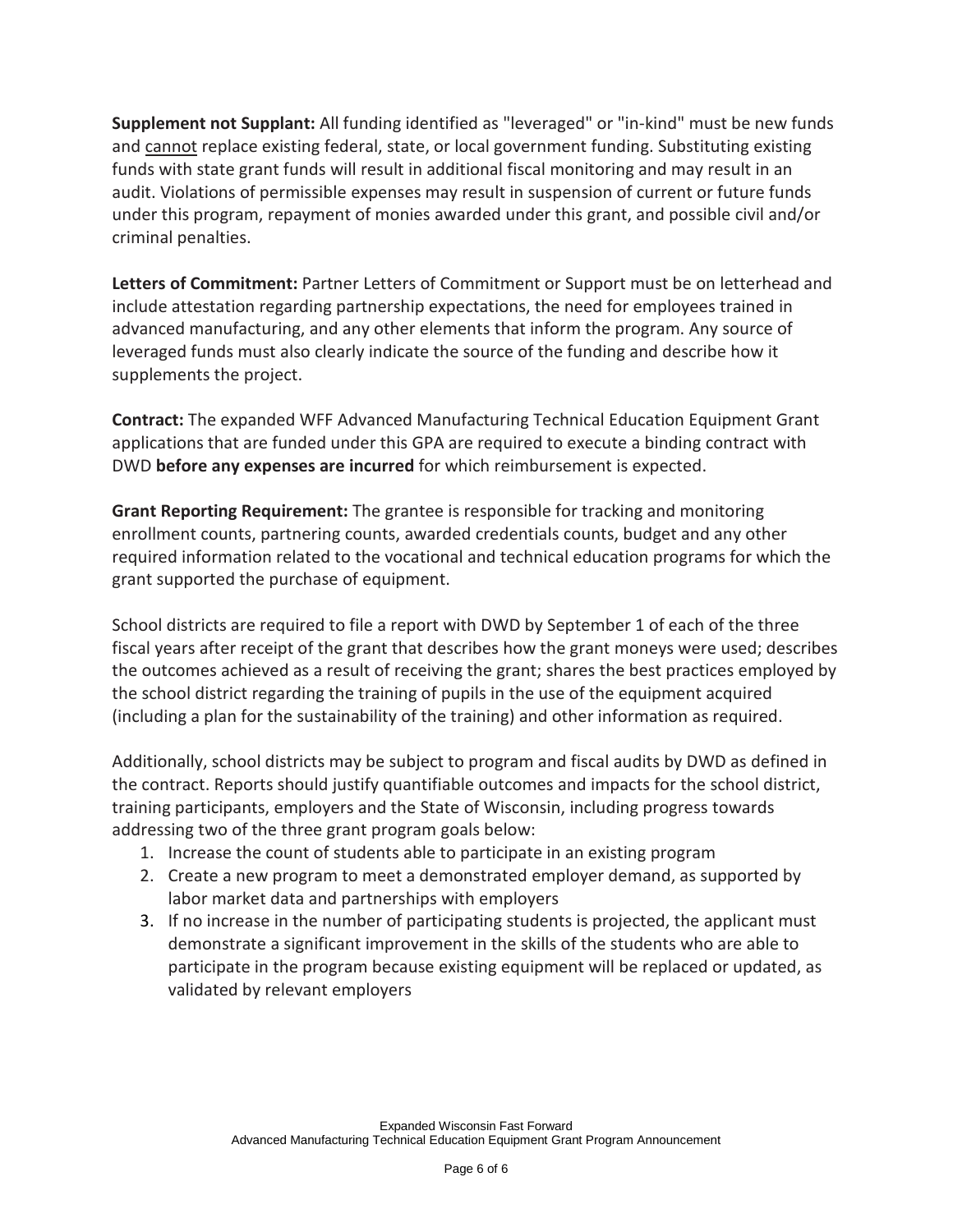**Supplement not Supplant:** All funding identified as "leveraged" or "in-kind" must be new funds and <u>cannot</u> replace existing federal, state, or local government funding. Substituting existing funds with state grant funds will result in additional fiscal monitoring and may result in an audit. Violations of permissible expenses may result in suspension of current or future funds under this program, repayment of monies awarded under this grant, and possible civil and/or criminal penalties.

**Letters of Commitment:** Partner Letters of Commitment or Support must be on letterhead and include attestation regarding partnership expectations, the need for employees trained in advanced manufacturing, and any other elements that inform the program. Any source of leveraged funds must also clearly indicate the source of the funding and describe how it supplements the project.

**Contract:** The expanded WFF Advanced Manufacturing Technical Education Equipment Grant applications that are funded under this GPA are required to execute a binding contract with DWD **before any expenses are incurred** for which reimbursement is expected.

**Grant Reporting Requirement:** The grantee is responsible for tracking and monitoring enrollment counts, partnering counts, awarded credentials counts, budget and any other required information related to the vocational and technical education programs for which the grant supported the purchase of equipment.

School districts are required to file a report with DWD by September 1 of each of the three fiscal years after receipt of the grant that describes how the grant moneys were used; describes the outcomes achieved as a result of receiving the grant; shares the best practices employed by the school district regarding the training of pupils in the use of the equipment acquired (including a plan for the sustainability of the training) and other information as required.

Additionally, school districts may be subject to program and fiscal audits by DWD as defined in the contract. Reports should justify quantifiable outcomes and impacts for the school district, training participants, employers and the State of Wisconsin, including progress towards addressing two of the three grant program goals below:

1. Increase the count of students able to participate in an existing program
2. Create a new program to meet a demonstrated employer demand, as supported by labor market data and partnerships with employers
3. If no increase in the number of participating students is projected, the applicant must demonstrate a significant improvement in the skills of the students who are able to participate in the program because existing equipment will be replaced or updated, as validated by relevant employers